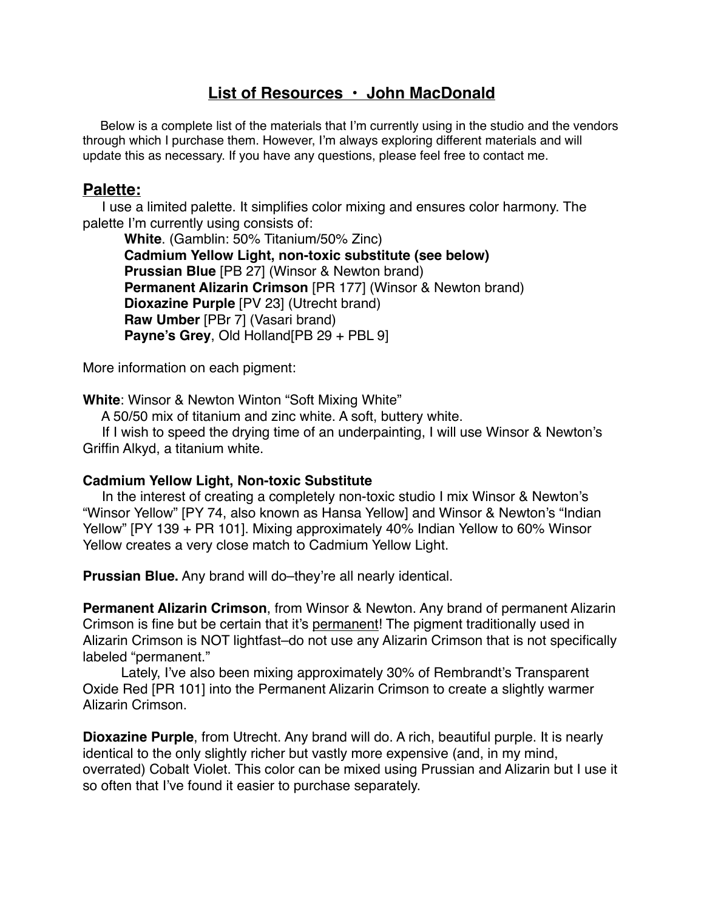# **List of Resources ・ John MacDonald**

Below is a complete list of the materials that I'm currently using in the studio and the vendors through which I purchase them. However, I'm always exploring different materials and will update this as necessary. If you have any questions, please feel free to contact me.

## **Palette:**

I use a limited palette. It simplifies color mixing and ensures color harmony. The palette I'm currently using consists of:

**White**. (Gamblin: 50% Titanium/50% Zinc)
**Cadmium Yellow Light, non-toxic substitute (see below)**
**Prussian Blue** [PB 27] (Winsor & Newton brand)
**Permanent Alizarin Crimson** [PR 177] (Winsor & Newton brand)
**Dioxazine Purple** [PV 23] (Utrecht brand)
**Raw Umber** [PBr 7] (Vasari brand)
**Payne's Grey**, Old Holland[PB 29 + PBL 9]

More information on each pigment:

**White**: Winsor & Newton Winton "Soft Mixing White"

A 50/50 mix of titanium and zinc white. A soft, buttery white.

If I wish to speed the drying time of an underpainting, I will use Winsor & Newton's Griffin Alkyd, a titanium white.

**Cadmium Yellow Light, Non-toxic Substitute**

In the interest of creating a completely non-toxic studio I mix Winsor & Newton's "Winsor Yellow" [PY 74, also known as Hansa Yellow] and Winsor & Newton's "Indian Yellow" [PY 139 + PR 101]. Mixing approximately 40% Indian Yellow to 60% Winsor Yellow creates a very close match to Cadmium Yellow Light.

**Prussian Blue.** Any brand will do–they're all nearly identical.

**Permanent Alizarin Crimson**, from Winsor & Newton. Any brand of permanent Alizarin Crimson is fine but be certain that it's <u>permanent</u>! The pigment traditionally used in Alizarin Crimson is NOT lightfast–do not use any Alizarin Crimson that is not specifically labeled "permanent."

Lately, I've also been mixing approximately 30% of Rembrandt's Transparent Oxide Red [PR 101] into the Permanent Alizarin Crimson to create a slightly warmer Alizarin Crimson.

**Dioxazine Purple**, from Utrecht. Any brand will do. A rich, beautiful purple. It is nearly identical to the only slightly richer but vastly more expensive (and, in my mind, overrated) Cobalt Violet. This color can be mixed using Prussian and Alizarin but I use it so often that I've found it easier to purchase separately.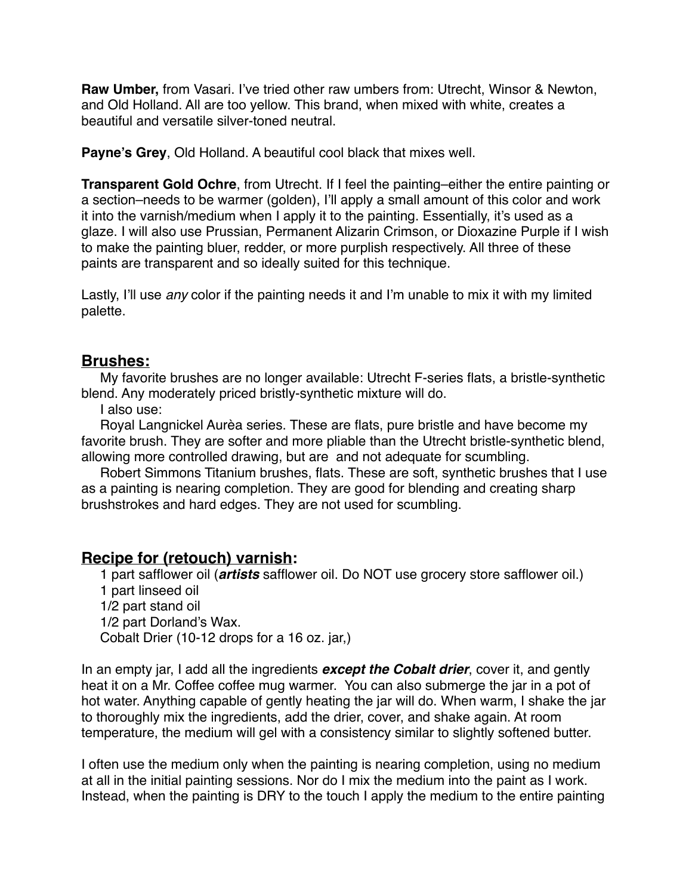**Raw Umber,** from Vasari. I've tried other raw umbers from: Utrecht, Winsor & Newton, and Old Holland. All are too yellow. This brand, when mixed with white, creates a beautiful and versatile silver-toned neutral.

**Payne's Grey**, Old Holland. A beautiful cool black that mixes well.

**Transparent Gold Ochre**, from Utrecht. If I feel the painting–either the entire painting or a section–needs to be warmer (golden), I'll apply a small amount of this color and work it into the varnish/medium when I apply it to the painting. Essentially, it's used as a glaze. I will also use Prussian, Permanent Alizarin Crimson, or Dioxazine Purple if I wish to make the painting bluer, redder, or more purplish respectively. All three of these paints are transparent and so ideally suited for this technique.

Lastly, I'll use *any* color if the painting needs it and I'm unable to mix it with my limited palette.

## Brushes:

My favorite brushes are no longer available: Utrecht F-series flats, a bristle-synthetic blend. Any moderately priced bristly-synthetic mixture will do.

I also use:

Royal Langnickel Aurèa series. These are flats, pure bristle and have become my favorite brush. They are softer and more pliable than the Utrecht bristle-synthetic blend, allowing more controlled drawing, but are  and not adequate for scumbling.

Robert Simmons Titanium brushes, flats. These are soft, synthetic brushes that I use as a painting is nearing completion. They are good for blending and creating sharp brushstrokes and hard edges. They are not used for scumbling.

## Recipe for (retouch) varnish:

1 part safflower oil (***artists*** safflower oil. Do NOT use grocery store safflower oil.)
1 part linseed oil
1/2 part stand oil
1/2 part Dorland's Wax.
Cobalt Drier (10-12 drops for a 16 oz. jar,)

In an empty jar, I add all the ingredients ***except the Cobalt drier***, cover it, and gently heat it on a Mr. Coffee coffee mug warmer. You can also submerge the jar in a pot of hot water. Anything capable of gently heating the jar will do. When warm, I shake the jar to thoroughly mix the ingredients, add the drier, cover, and shake again. At room temperature, the medium will gel with a consistency similar to slightly softened butter.

I often use the medium only when the painting is nearing completion, using no medium at all in the initial painting sessions. Nor do I mix the medium into the paint as I work. Instead, when the painting is DRY to the touch I apply the medium to the entire painting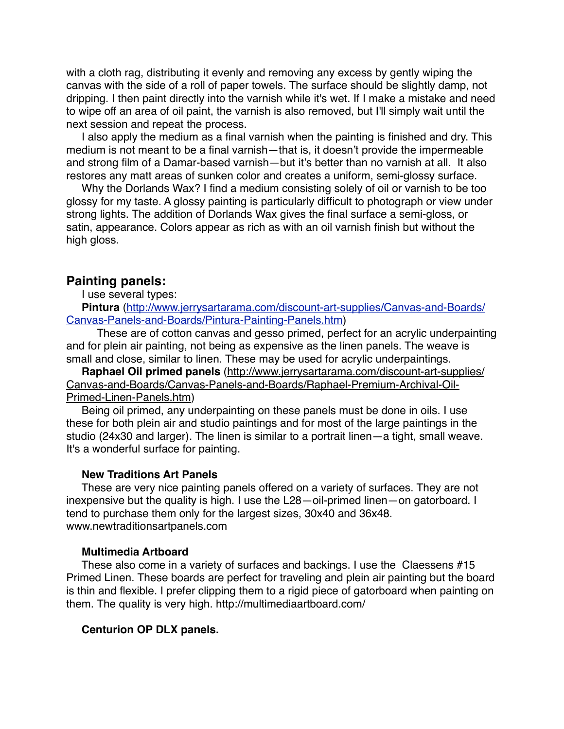with a cloth rag, distributing it evenly and removing any excess by gently wiping the canvas with the side of a roll of paper towels. The surface should be slightly damp, not dripping. I then paint directly into the varnish while it's wet. If I make a mistake and need to wipe off an area of oil paint, the varnish is also removed, but I'll simply wait until the next session and repeat the process.

I also apply the medium as a final varnish when the painting is finished and dry. This medium is not meant to be a final varnish—that is, it doesn't provide the impermeable and strong film of a Damar-based varnish—but it's better than no varnish at all. It also restores any matt areas of sunken color and creates a uniform, semi-glossy surface.

Why the Dorlands Wax? I find a medium consisting solely of oil or varnish to be too glossy for my taste. A glossy painting is particularly difficult to photograph or view under strong lights. The addition of Dorlands Wax gives the final surface a semi-gloss, or satin, appearance. Colors appear as rich as with an oil varnish finish but without the high gloss.

## Painting panels:

I use several types:

**Pintura** (http://www.jerrysartarama.com/discount-art-supplies/Canvas-and-Boards/Canvas-Panels-and-Boards/Pintura-Painting-Panels.htm)

These are of cotton canvas and gesso primed, perfect for an acrylic underpainting and for plein air painting, not being as expensive as the linen panels. The weave is small and close, similar to linen. These may be used for acrylic underpaintings.

**Raphael Oil primed panels** (http://www.jerrysartarama.com/discount-art-supplies/Canvas-and-Boards/Canvas-Panels-and-Boards/Raphael-Premium-Archival-Oil-Primed-Linen-Panels.htm)

Being oil primed, any underpainting on these panels must be done in oils. I use these for both plein air and studio paintings and for most of the large paintings in the studio (24x30 and larger). The linen is similar to a portrait linen—a tight, small weave. It's a wonderful surface for painting.

**New Traditions Art Panels**

These are very nice painting panels offered on a variety of surfaces. They are not inexpensive but the quality is high. I use the L28—oil-primed linen—on gatorboard. I tend to purchase them only for the largest sizes, 30x40 and 36x48. www.newtraditionsartpanels.com

**Multimedia Artboard**

These also come in a variety of surfaces and backings. I use the Claessens #15 Primed Linen. These boards are perfect for traveling and plein air painting but the board is thin and flexible. I prefer clipping them to a rigid piece of gatorboard when painting on them. The quality is very high. http://multimediaartboard.com/

**Centurion OP DLX panels.**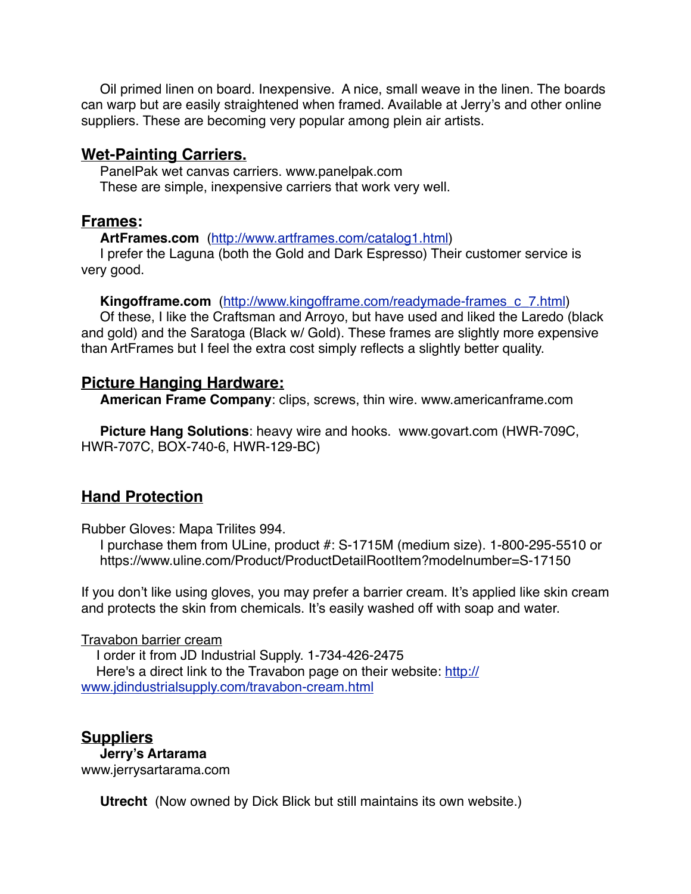Oil primed linen on board. Inexpensive. A nice, small weave in the linen. The boards can warp but are easily straightened when framed. Available at Jerry's and other online suppliers. These are becoming very popular among plein air artists.

## Wet-Painting Carriers.

PanelPak wet canvas carriers. www.panelpak.com
These are simple, inexpensive carriers that work very well.

## Frames:

**ArtFrames.com** (http://www.artframes.com/catalog1.html)
I prefer the Laguna (both the Gold and Dark Espresso) Their customer service is very good.

**Kingofframe.com** (http://www.kingofframe.com/readymade-frames_c_7.html)
Of these, I like the Craftsman and Arroyo, but have used and liked the Laredo (black and gold) and the Saratoga (Black w/ Gold). These frames are slightly more expensive than ArtFrames but I feel the extra cost simply reflects a slightly better quality.

## Picture Hanging Hardware:

**American Frame Company**: clips, screws, thin wire. www.americanframe.com

**Picture Hang Solutions**: heavy wire and hooks. www.govart.com (HWR-709C, HWR-707C, BOX-740-6, HWR-129-BC)

## Hand Protection

Rubber Gloves: Mapa Trilites 994.
I purchase them from ULine, product #: S-1715M (medium size). 1-800-295-5510 or https://www.uline.com/Product/ProductDetailRootItem?modelnumber=S-17150

If you don't like using gloves, you may prefer a barrier cream. It's applied like skin cream and protects the skin from chemicals. It's easily washed off with soap and water.

Travabon barrier cream
I order it from JD Industrial Supply. 1-734-426-2475
Here's a direct link to the Travabon page on their website: http://www.jdindustrialsupply.com/travabon-cream.html

## Suppliers

**Jerry's Artarama**
www.jerrysartarama.com

**Utrecht** (Now owned by Dick Blick but still maintains its own website.)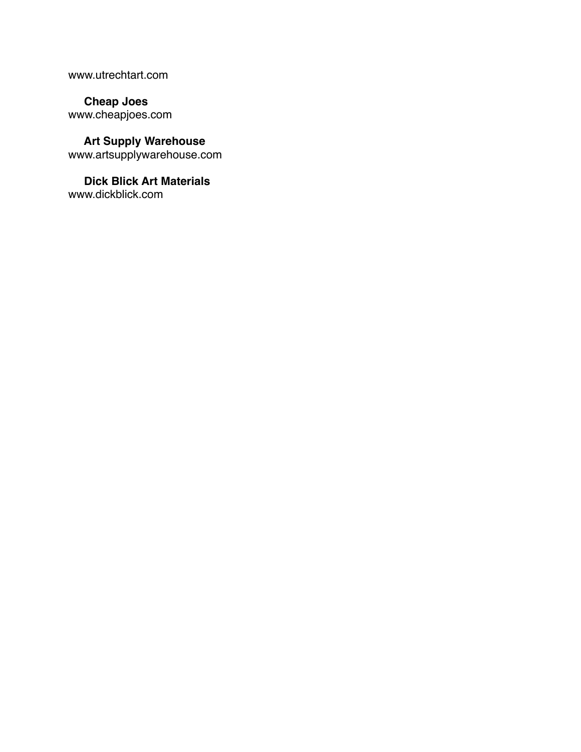www.utrechtart.com

**Cheap Joes**
www.cheapjoes.com

**Art Supply Warehouse**
www.artsupplywarehouse.com

**Dick Blick Art Materials**
www.dickblick.com